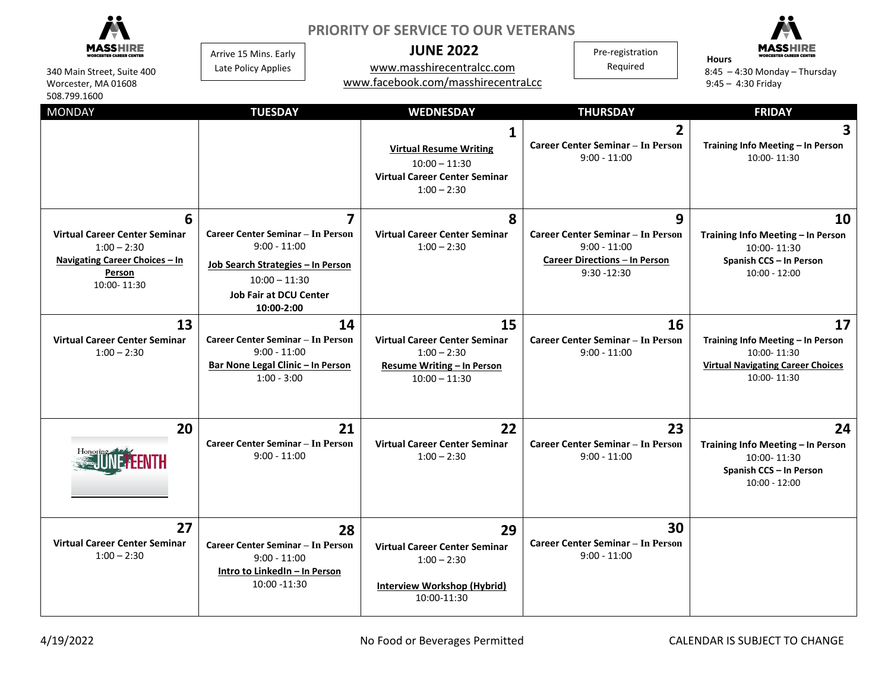MASSHIRE WORCESTER CAREER CENTER

340 Main Street, Suite 400
Worcester, MA 01608
508.799.1600

Arrive 15 Mins. Early
Late Policy Applies

# PRIORITY OF SERVICE TO OUR VETERANS

## JUNE 2022

www.masshirecentralcc.com
www.facebook.com/masshirecentralcc

Pre-registration Required

**Hours**
8:45 – 4:30 Monday – Thursday
9:45 – 4:30 Friday

| MONDAY | TUESDAY | WEDNESDAY | THURSDAY | FRIDAY |
|---|---|---|---|---|
| | | **1**<br>**Virtual Resume Writing**<br>10:00 – 11:30<br>**Virtual Career Center Seminar**<br>1:00 – 2:30 | **2**<br>**Career Center Seminar – In Person**<br>9:00 - 11:00 | **3**<br>**Training Info Meeting – In Person**<br>10:00- 11:30 |
| **6**<br>**Virtual Career Center Seminar**<br>1:00 – 2:30<br>**Navigating Career Choices – In Person**<br>10:00- 11:30 | **7**<br>**Career Center Seminar – In Person**<br>9:00 - 11:00<br>**Job Search Strategies – In Person**<br>10:00 – 11:30<br>**Job Fair at DCU Center**<br>**10:00-2:00** | **8**<br>**Virtual Career Center Seminar**<br>1:00 – 2:30 | **9**<br>**Career Center Seminar – In Person**<br>9:00 - 11:00<br>**Career Directions – In Person**<br>9:30 -12:30 | **10**<br>**Training Info Meeting – In Person**<br>10:00- 11:30<br>**Spanish CCS – In Person**<br>10:00 - 12:00 |
| **13**<br>**Virtual Career Center Seminar**<br>1:00 – 2:30 | **14**<br>**Career Center Seminar – In Person**<br>9:00 - 11:00<br>**Bar None Legal Clinic – In Person**<br>1:00 - 3:00 | **15**<br>**Virtual Career Center Seminar**<br>1:00 – 2:30<br>**Resume Writing – In Person**<br>10:00 – 11:30 | **16**<br>**Career Center Seminar – In Person**<br>9:00 - 11:00 | **17**<br>**Training Info Meeting – In Person**<br>10:00- 11:30<br>**Virtual Navigating Career Choices**<br>10:00- 11:30 |
| **20**<br>Honoring JUNETEENTH | **21**<br>**Career Center Seminar – In Person**<br>9:00 - 11:00 | **22**<br>**Virtual Career Center Seminar**<br>1:00 – 2:30 | **23**<br>**Career Center Seminar – In Person**<br>9:00 - 11:00 | **24**<br>**Training Info Meeting – In Person**<br>10:00- 11:30<br>**Spanish CCS – In Person**<br>10:00 - 12:00 |
| **27**<br>**Virtual Career Center Seminar**<br>1:00 – 2:30 | **28**<br>**Career Center Seminar – In Person**<br>9:00 - 11:00<br>**Intro to LinkedIn – In Person**<br>10:00 -11:30 | **29**<br>**Virtual Career Center Seminar**<br>1:00 – 2:30<br>**Interview Workshop (Hybrid)**<br>10:00-11:30 | **30**<br>**Career Center Seminar – In Person**<br>9:00 - 11:00 | |

4/19/2022 No Food or Beverages Permitted CALENDAR IS SUBJECT TO CHANGE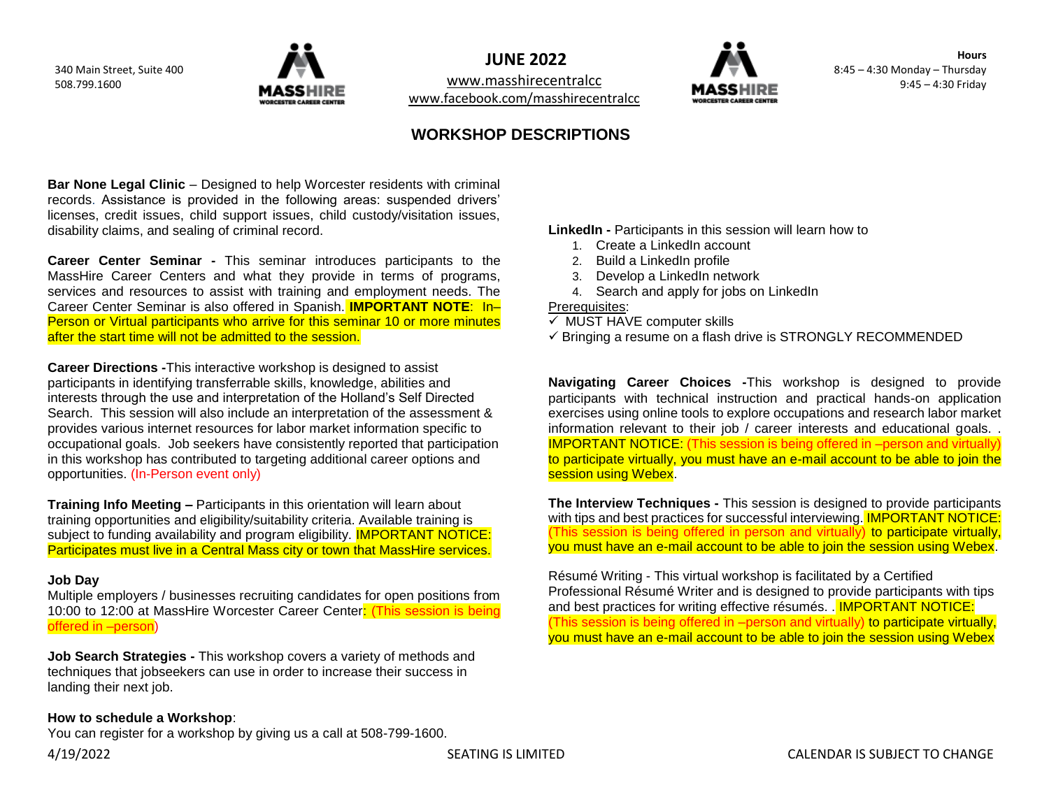340 Main Street, Suite 400
508.799.1600

**JUNE 2022**

www.masshirecentralcc
www.facebook.com/masshirecentralcc

**Hours**
8:45 – 4:30 Monday – Thursday
9:45 – 4:30 Friday

## WORKSHOP DESCRIPTIONS

**Bar None Legal Clinic** – Designed to help Worcester residents with criminal records. Assistance is provided in the following areas: suspended drivers' licenses, credit issues, child support issues, child custody/visitation issues, disability claims, and sealing of criminal record.

**Career Center Seminar -** This seminar introduces participants to the MassHire Career Centers and what they provide in terms of programs, services and resources to assist with training and employment needs. The Career Center Seminar is also offered in Spanish. **IMPORTANT NOTE**: In–Person or Virtual participants who arrive for this seminar 10 or more minutes after the start time will not be admitted to the session.

**Career Directions -**This interactive workshop is designed to assist participants in identifying transferrable skills, knowledge, abilities and interests through the use and interpretation of the Holland's Self Directed Search. This session will also include an interpretation of the assessment & provides various internet resources for labor market information specific to occupational goals. Job seekers have consistently reported that participation in this workshop has contributed to targeting additional career options and opportunities. (In-Person event only)

**Training Info Meeting –** Participants in this orientation will learn about training opportunities and eligibility/suitability criteria. Available training is subject to funding availability and program eligibility. IMPORTANT NOTICE: Participates must live in a Central Mass city or town that MassHire services.

**Job Day**
Multiple employers / businesses recruiting candidates for open positions from 10:00 to 12:00 at MassHire Worcester Career Center: (This session is being offered in –person)

**Job Search Strategies -** This workshop covers a variety of methods and techniques that jobseekers can use in order to increase their success in landing their next job.

**How to schedule a Workshop**:
You can register for a workshop by giving us a call at 508-799-1600.

**LinkedIn -** Participants in this session will learn how to

1. Create a LinkedIn account
2. Build a LinkedIn profile
3. Develop a LinkedIn network
4. Search and apply for jobs on LinkedIn

Prerequisites:

✓ MUST HAVE computer skills
✓ Bringing a resume on a flash drive is STRONGLY RECOMMENDED

**Navigating Career Choices -**This workshop is designed to provide participants with technical instruction and practical hands-on application exercises using online tools to explore occupations and research labor market information relevant to their job / career interests and educational goals. . IMPORTANT NOTICE: (This session is being offered in –person and virtually) to participate virtually, you must have an e-mail account to be able to join the session using Webex.

**The Interview Techniques -** This session is designed to provide participants with tips and best practices for successful interviewing. IMPORTANT NOTICE: (This session is being offered in person and virtually) to participate virtually, you must have an e-mail account to be able to join the session using Webex.

Résumé Writing - This virtual workshop is facilitated by a Certified Professional Résumé Writer and is designed to provide participants with tips and best practices for writing effective résumés. . IMPORTANT NOTICE: (This session is being offered in –person and virtually) to participate virtually, you must have an e-mail account to be able to join the session using Webex

4/19/2022 SEATING IS LIMITED CALENDAR IS SUBJECT TO CHANGE